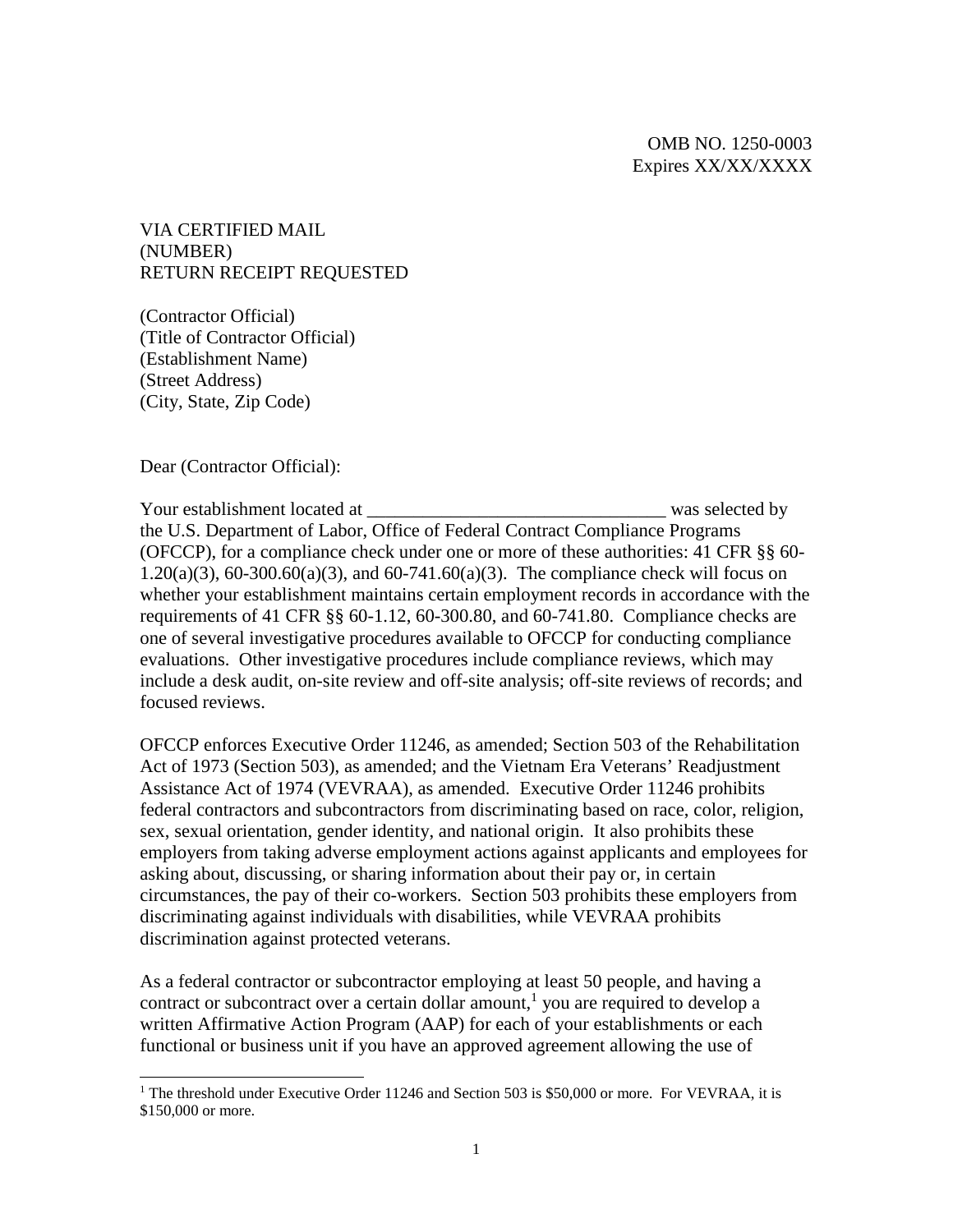OMB NO. 1250-0003
Expires XX/XX/XXXX

VIA CERTIFIED MAIL
(NUMBER)
RETURN RECEIPT REQUESTED

(Contractor Official)
(Title of Contractor Official)
(Establishment Name)
(Street Address)
(City, State, Zip Code)

Dear (Contractor Official):

Your establishment located at ________________________________ was selected by the U.S. Department of Labor, Office of Federal Contract Compliance Programs (OFCCP), for a compliance check under one or more of these authorities: 41 CFR §§ 60-1.20(a)(3), 60-300.60(a)(3), and 60-741.60(a)(3). The compliance check will focus on whether your establishment maintains certain employment records in accordance with the requirements of 41 CFR §§ 60-1.12, 60-300.80, and 60-741.80. Compliance checks are one of several investigative procedures available to OFCCP for conducting compliance evaluations. Other investigative procedures include compliance reviews, which may include a desk audit, on-site review and off-site analysis; off-site reviews of records; and focused reviews.

OFCCP enforces Executive Order 11246, as amended; Section 503 of the Rehabilitation Act of 1973 (Section 503), as amended; and the Vietnam Era Veterans' Readjustment Assistance Act of 1974 (VEVRAA), as amended. Executive Order 11246 prohibits federal contractors and subcontractors from discriminating based on race, color, religion, sex, sexual orientation, gender identity, and national origin. It also prohibits these employers from taking adverse employment actions against applicants and employees for asking about, discussing, or sharing information about their pay or, in certain circumstances, the pay of their co-workers. Section 503 prohibits these employers from discriminating against individuals with disabilities, while VEVRAA prohibits discrimination against protected veterans.

As a federal contractor or subcontractor employing at least 50 people, and having a contract or subcontract over a certain dollar amount,[1] you are required to develop a written Affirmative Action Program (AAP) for each of your establishments or each functional or business unit if you have an approved agreement allowing the use of

[1] The threshold under Executive Order 11246 and Section 503 is $50,000 or more. For VEVRAA, it is $150,000 or more.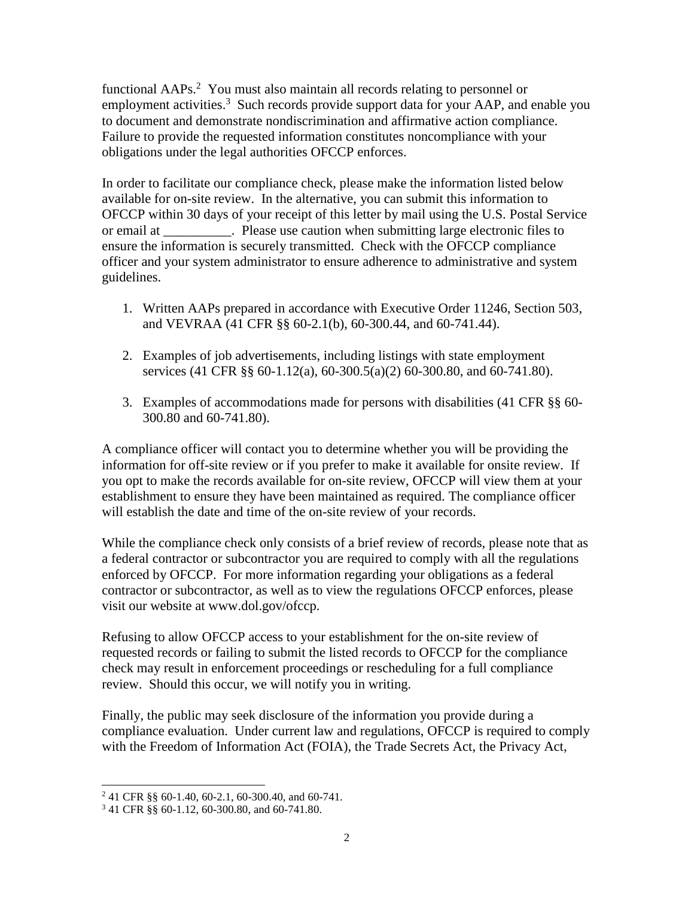functional AAPs.[2] You must also maintain all records relating to personnel or employment activities.[3] Such records provide support data for your AAP, and enable you to document and demonstrate nondiscrimination and affirmative action compliance. Failure to provide the requested information constitutes noncompliance with your obligations under the legal authorities OFCCP enforces.

In order to facilitate our compliance check, please make the information listed below available for on-site review. In the alternative, you can submit this information to OFCCP within 30 days of your receipt of this letter by mail using the U.S. Postal Service or email at __________. Please use caution when submitting large electronic files to ensure the information is securely transmitted. Check with the OFCCP compliance officer and your system administrator to ensure adherence to administrative and system guidelines.

1. Written AAPs prepared in accordance with Executive Order 11246, Section 503, and VEVRAA (41 CFR §§ 60-2.1(b), 60-300.44, and 60-741.44).

2. Examples of job advertisements, including listings with state employment services (41 CFR §§ 60-1.12(a), 60-300.5(a)(2) 60-300.80, and 60-741.80).

3. Examples of accommodations made for persons with disabilities (41 CFR §§ 60-300.80 and 60-741.80).

A compliance officer will contact you to determine whether you will be providing the information for off-site review or if you prefer to make it available for onsite review. If you opt to make the records available for on-site review, OFCCP will view them at your establishment to ensure they have been maintained as required. The compliance officer will establish the date and time of the on-site review of your records.

While the compliance check only consists of a brief review of records, please note that as a federal contractor or subcontractor you are required to comply with all the regulations enforced by OFCCP. For more information regarding your obligations as a federal contractor or subcontractor, as well as to view the regulations OFCCP enforces, please visit our website at www.dol.gov/ofccp.

Refusing to allow OFCCP access to your establishment for the on-site review of requested records or failing to submit the listed records to OFCCP for the compliance check may result in enforcement proceedings or rescheduling for a full compliance review. Should this occur, we will notify you in writing.

Finally, the public may seek disclosure of the information you provide during a compliance evaluation. Under current law and regulations, OFCCP is required to comply with the Freedom of Information Act (FOIA), the Trade Secrets Act, the Privacy Act,

---

[2] 41 CFR §§ 60-1.40, 60-2.1, 60-300.40, and 60-741.

[3] 41 CFR §§ 60-1.12, 60-300.80, and 60-741.80.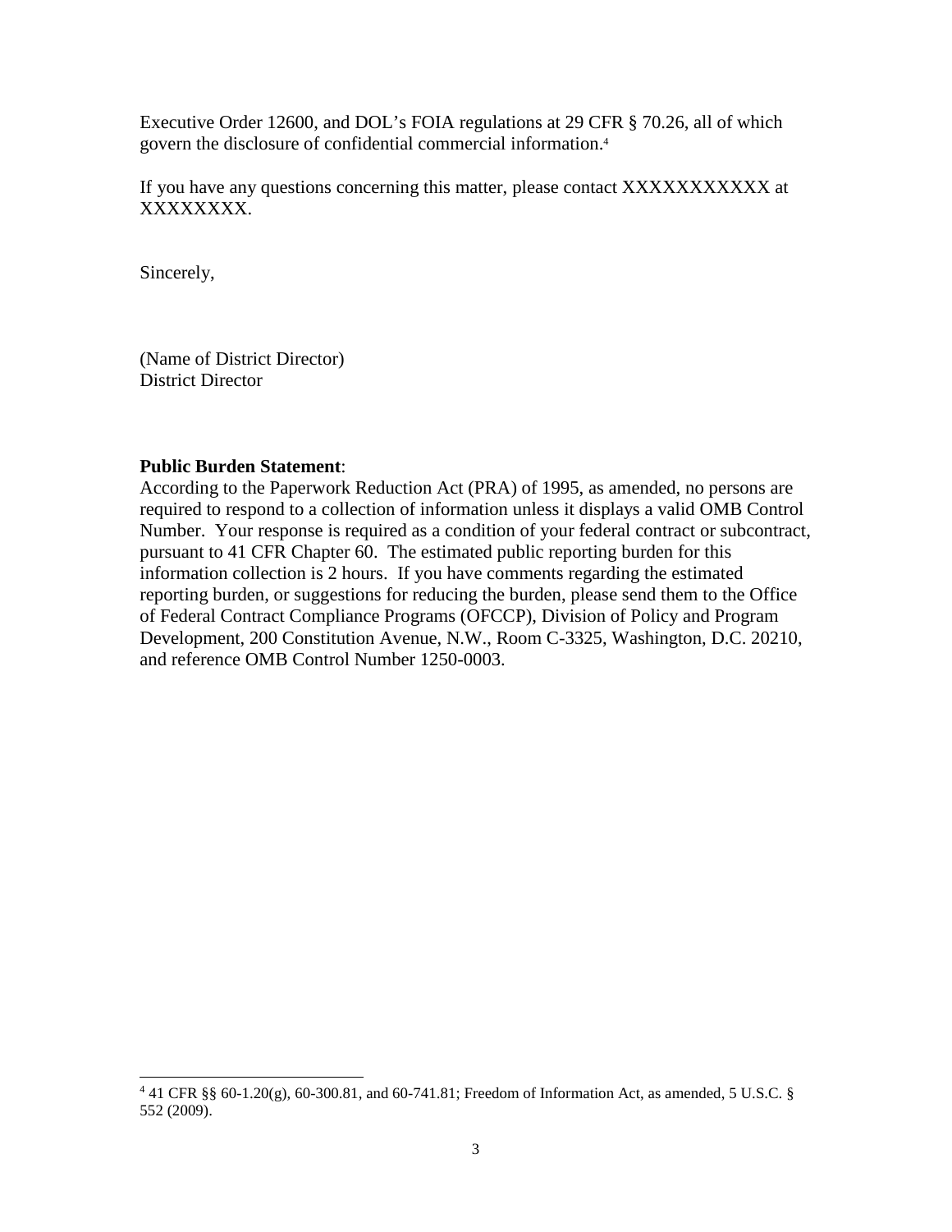Executive Order 12600, and DOL's FOIA regulations at 29 CFR § 70.26, all of which govern the disclosure of confidential commercial information.[4]

If you have any questions concerning this matter, please contact XXXXXXXXXXX at XXXXXXXX.

Sincerely,

(Name of District Director)
District Director

**Public Burden Statement**:
According to the Paperwork Reduction Act (PRA) of 1995, as amended, no persons are required to respond to a collection of information unless it displays a valid OMB Control Number. Your response is required as a condition of your federal contract or subcontract, pursuant to 41 CFR Chapter 60. The estimated public reporting burden for this information collection is 2 hours. If you have comments regarding the estimated reporting burden, or suggestions for reducing the burden, please send them to the Office of Federal Contract Compliance Programs (OFCCP), Division of Policy and Program Development, 200 Constitution Avenue, N.W., Room C-3325, Washington, D.C. 20210, and reference OMB Control Number 1250-0003.

---

[4] 41 CFR §§ 60-1.20(g), 60-300.81, and 60-741.81; Freedom of Information Act, as amended, 5 U.S.C. § 552 (2009).